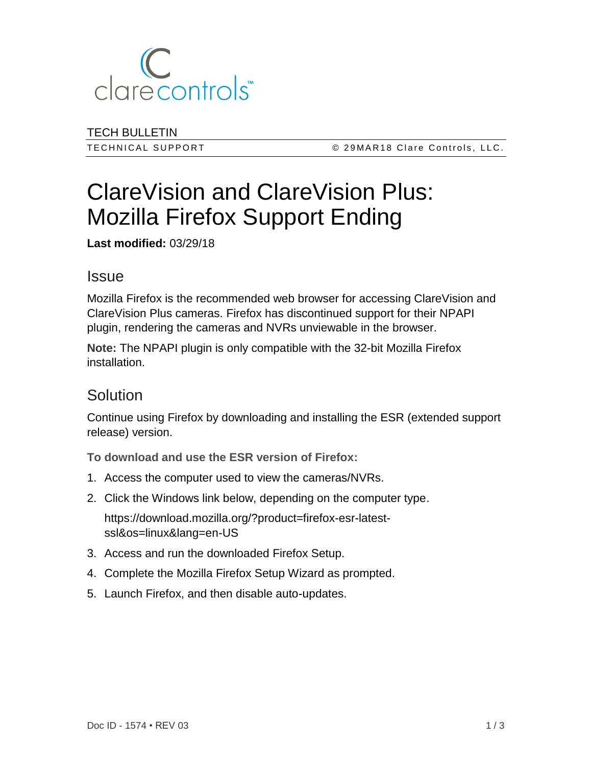clarecontrols

TECH BULLETIN

TECHNICAL SUPPORT © 29MAR18 Clare Controls, LLC.

# ClareVision and ClareVision Plus: Mozilla Firefox Support Ending

**Last modified:** 03/29/18

## Issue

Mozilla Firefox is the recommended web browser for accessing ClareVision and ClareVision Plus cameras. Firefox has discontinued support for their NPAPI plugin, rendering the cameras and NVRs unviewable in the browser.

**Note:** The NPAPI plugin is only compatible with the 32-bit Mozilla Firefox installation.

## Solution

Continue using Firefox by downloading and installing the ESR (extended support release) version.

**To download and use the ESR version of Firefox:**

1. Access the computer used to view the cameras/NVRs.
2. Click the Windows link below, depending on the computer type.

   https://download.mozilla.org/?product=firefox-esr-latest-ssl&os=linux&lang=en-US
3. Access and run the downloaded Firefox Setup.
4. Complete the Mozilla Firefox Setup Wizard as prompted.
5. Launch Firefox, and then disable auto-updates.

Doc ID - 1574 • REV 03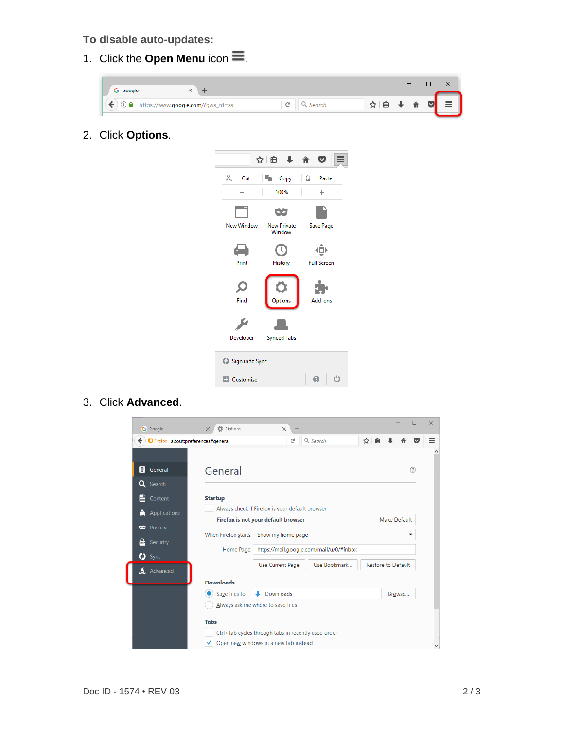**To disable auto-updates:**

1. Click the **Open Menu** icon ☰.

2. Click **Options**.

3. Click **Advanced**.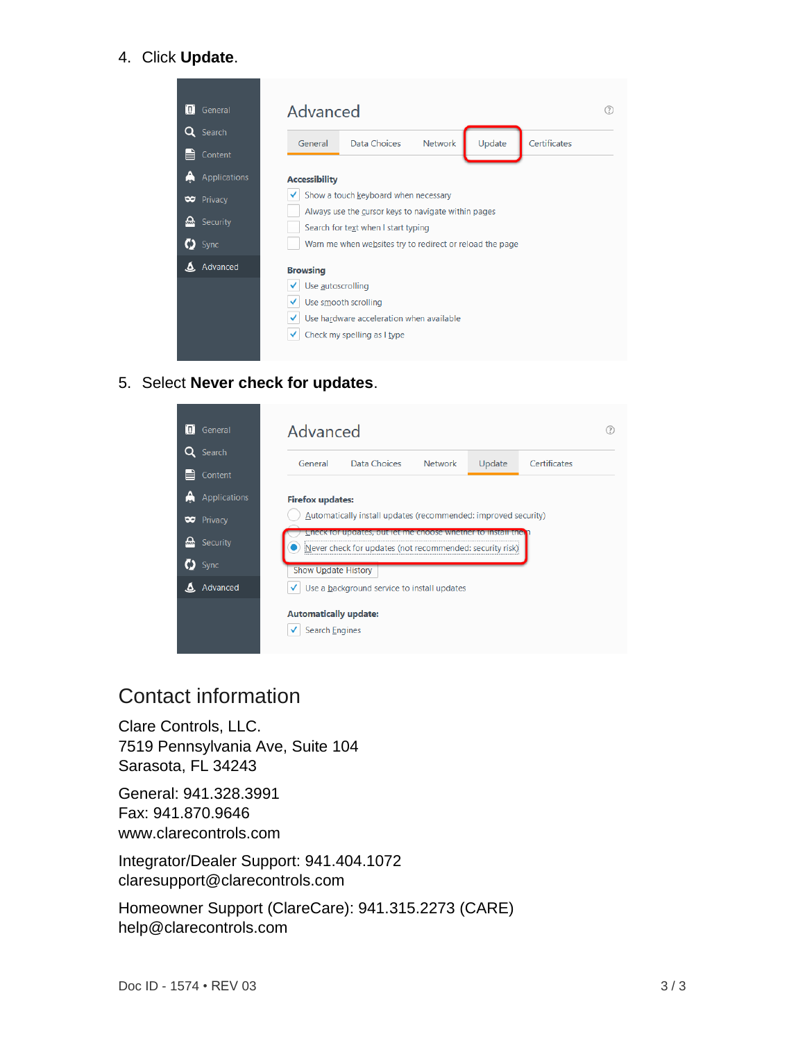4. Click **Update**.

5. Select **Never check for updates**.

## Contact information

Clare Controls, LLC.
7519 Pennsylvania Ave, Suite 104
Sarasota, FL 34243

General: 941.328.3991
Fax: 941.870.9646
www.clarecontrols.com

Integrator/Dealer Support: 941.404.1072
claresupport@clarecontrols.com

Homeowner Support (ClareCare): 941.315.2273 (CARE)
help@clarecontrols.com

Doc ID - 1574 • REV 03